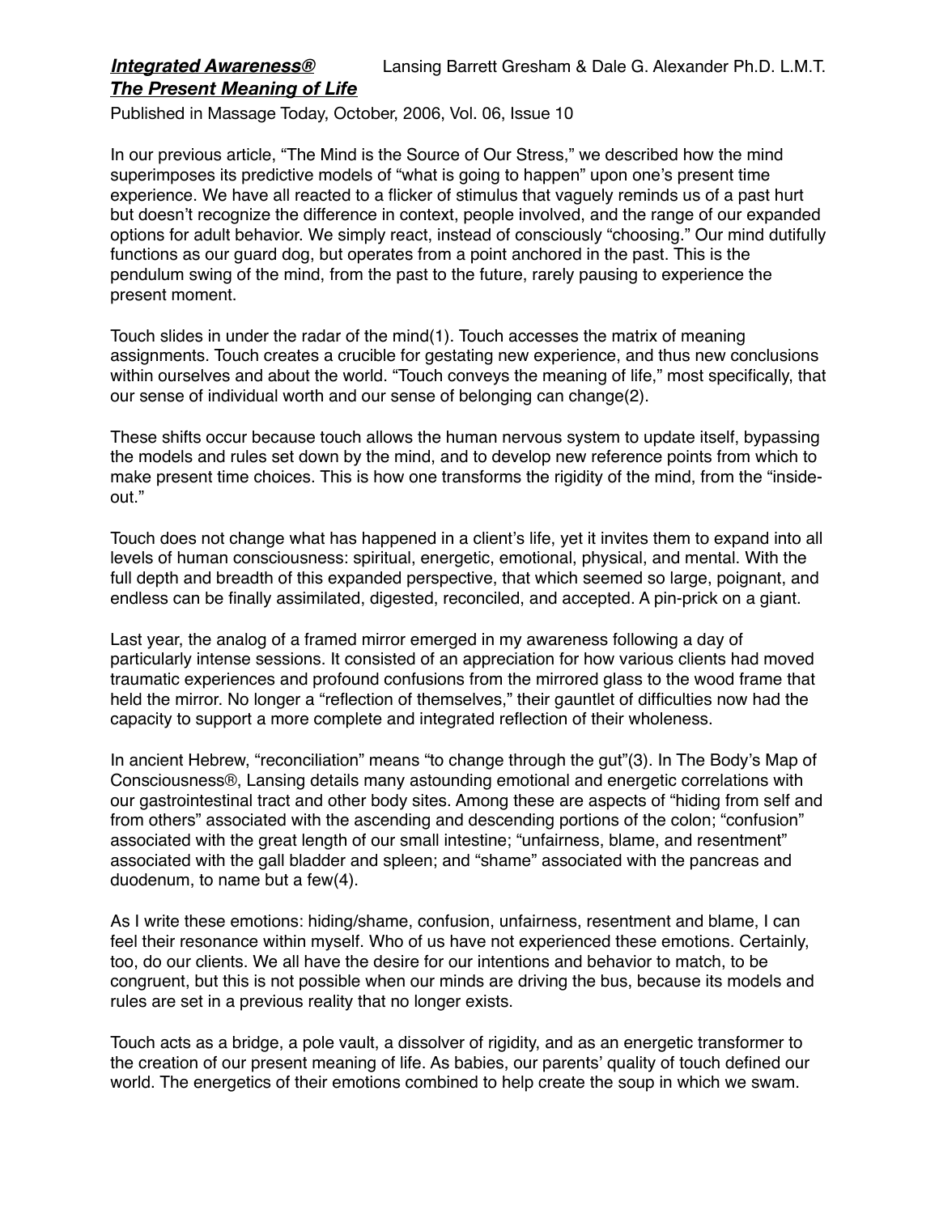***Integrated Awareness®*** Lansing Barrett Gresham & Dale G. Alexander Ph.D. L.M.T.

# ***The Present Meaning of Life***

Published in Massage Today, October, 2006, Vol. 06, Issue 10

In our previous article, "The Mind is the Source of Our Stress," we described how the mind superimposes its predictive models of "what is going to happen" upon one's present time experience. We have all reacted to a flicker of stimulus that vaguely reminds us of a past hurt but doesn't recognize the difference in context, people involved, and the range of our expanded options for adult behavior. We simply react, instead of consciously "choosing." Our mind dutifully functions as our guard dog, but operates from a point anchored in the past. This is the pendulum swing of the mind, from the past to the future, rarely pausing to experience the present moment.

Touch slides in under the radar of the mind(1). Touch accesses the matrix of meaning assignments. Touch creates a crucible for gestating new experience, and thus new conclusions within ourselves and about the world. "Touch conveys the meaning of life," most specifically, that our sense of individual worth and our sense of belonging can change(2).

These shifts occur because touch allows the human nervous system to update itself, bypassing the models and rules set down by the mind, and to develop new reference points from which to make present time choices. This is how one transforms the rigidity of the mind, from the "inside-out."

Touch does not change what has happened in a client's life, yet it invites them to expand into all levels of human consciousness: spiritual, energetic, emotional, physical, and mental. With the full depth and breadth of this expanded perspective, that which seemed so large, poignant, and endless can be finally assimilated, digested, reconciled, and accepted. A pin-prick on a giant.

Last year, the analog of a framed mirror emerged in my awareness following a day of particularly intense sessions. It consisted of an appreciation for how various clients had moved traumatic experiences and profound confusions from the mirrored glass to the wood frame that held the mirror. No longer a "reflection of themselves," their gauntlet of difficulties now had the capacity to support a more complete and integrated reflection of their wholeness.

In ancient Hebrew, "reconciliation" means "to change through the gut"(3). In The Body's Map of Consciousness®, Lansing details many astounding emotional and energetic correlations with our gastrointestinal tract and other body sites. Among these are aspects of "hiding from self and from others" associated with the ascending and descending portions of the colon; "confusion" associated with the great length of our small intestine; "unfairness, blame, and resentment" associated with the gall bladder and spleen; and "shame" associated with the pancreas and duodenum, to name but a few(4).

As I write these emotions: hiding/shame, confusion, unfairness, resentment and blame, I can feel their resonance within myself. Who of us have not experienced these emotions. Certainly, too, do our clients. We all have the desire for our intentions and behavior to match, to be congruent, but this is not possible when our minds are driving the bus, because its models and rules are set in a previous reality that no longer exists.

Touch acts as a bridge, a pole vault, a dissolver of rigidity, and as an energetic transformer to the creation of our present meaning of life. As babies, our parents' quality of touch defined our world. The energetics of their emotions combined to help create the soup in which we swam.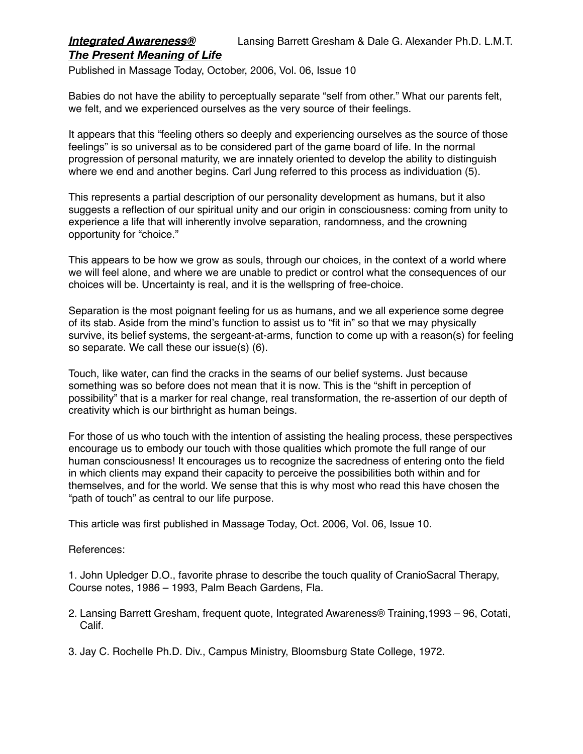***Integrated Awareness®*** Lansing Barrett Gresham & Dale G. Alexander Ph.D. L.M.T.

***The Present Meaning of Life***

Published in Massage Today, October, 2006, Vol. 06, Issue 10

Babies do not have the ability to perceptually separate "self from other." What our parents felt, we felt, and we experienced ourselves as the very source of their feelings.

It appears that this "feeling others so deeply and experiencing ourselves as the source of those feelings" is so universal as to be considered part of the game board of life. In the normal progression of personal maturity, we are innately oriented to develop the ability to distinguish where we end and another begins. Carl Jung referred to this process as individuation (5).

This represents a partial description of our personality development as humans, but it also suggests a reflection of our spiritual unity and our origin in consciousness: coming from unity to experience a life that will inherently involve separation, randomness, and the crowning opportunity for "choice."

This appears to be how we grow as souls, through our choices, in the context of a world where we will feel alone, and where we are unable to predict or control what the consequences of our choices will be. Uncertainty is real, and it is the wellspring of free-choice.

Separation is the most poignant feeling for us as humans, and we all experience some degree of its stab. Aside from the mind's function to assist us to "fit in" so that we may physically survive, its belief systems, the sergeant-at-arms, function to come up with a reason(s) for feeling so separate. We call these our issue(s) (6).

Touch, like water, can find the cracks in the seams of our belief systems. Just because something was so before does not mean that it is now. This is the "shift in perception of possibility" that is a marker for real change, real transformation, the re-assertion of our depth of creativity which is our birthright as human beings.

For those of us who touch with the intention of assisting the healing process, these perspectives encourage us to embody our touch with those qualities which promote the full range of our human consciousness! It encourages us to recognize the sacredness of entering onto the field in which clients may expand their capacity to perceive the possibilities both within and for themselves, and for the world. We sense that this is why most who read this have chosen the "path of touch" as central to our life purpose.

This article was first published in Massage Today, Oct. 2006, Vol. 06, Issue 10.

References:

1. John Upledger D.O., favorite phrase to describe the touch quality of CranioSacral Therapy, Course notes, 1986 – 1993, Palm Beach Gardens, Fla.

2. Lansing Barrett Gresham, frequent quote, Integrated Awareness® Training,1993 – 96, Cotati, Calif.

3. Jay C. Rochelle Ph.D. Div., Campus Ministry, Bloomsburg State College, 1972.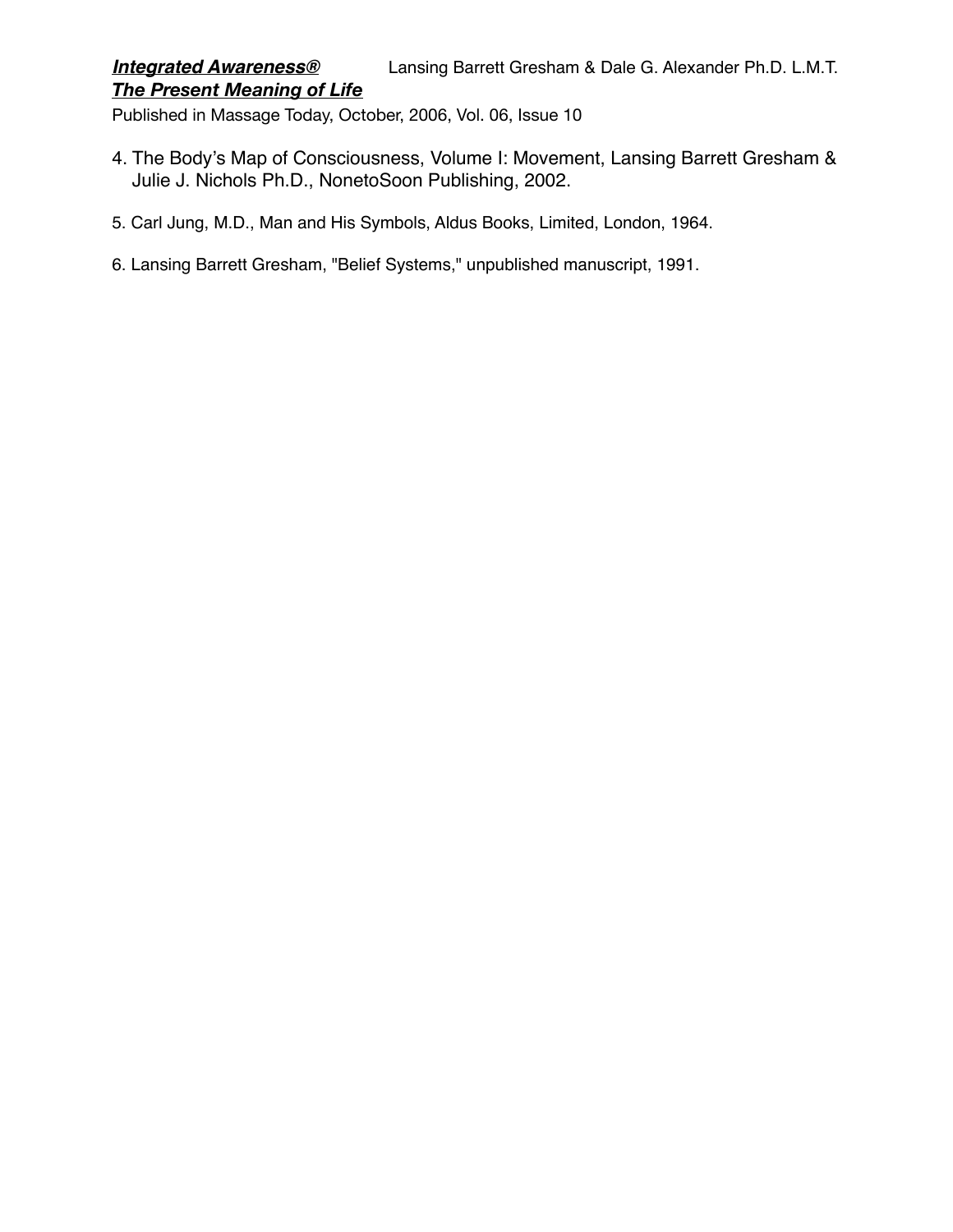4. The Body's Map of Consciousness, Volume I: Movement, Lansing Barrett Gresham & Julie J. Nichols Ph.D., NonetoSoon Publishing, 2002.

5. Carl Jung, M.D., Man and His Symbols, Aldus Books, Limited, London, 1964.

6. Lansing Barrett Gresham, "Belief Systems," unpublished manuscript, 1991.